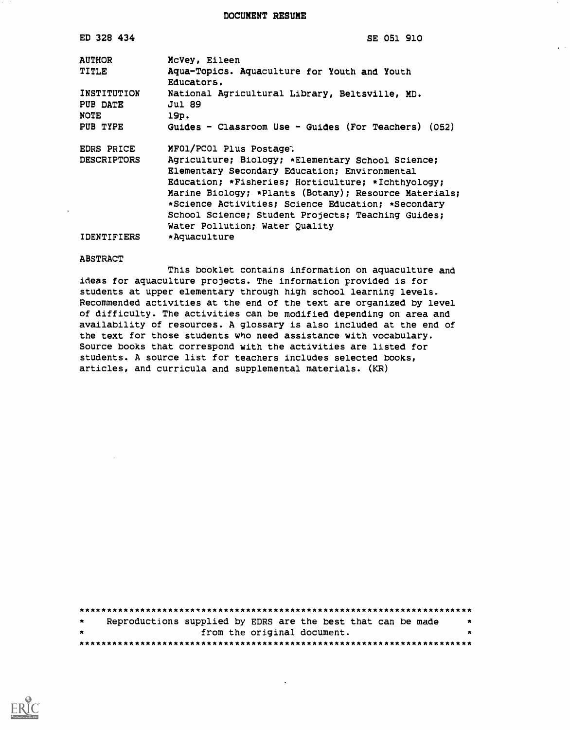# DOCUMENT RESUME

| | |
|---|---|
| ED 328 434 | SE 051 910 |
| AUTHOR | McVey, Eileen |
| TITLE | Aqua-Topics. Aquaculture for Youth and Youth Educators. |
| INSTITUTION | National Agricultural Library, Beltsville, MD. |
| PUB DATE | Jul 89 |
| NOTE | 19p. |
| PUB TYPE | Guides - Classroom Use - Guides (For Teachers) (052) |
| EDRS PRICE | MF01/PC01 Plus Postage. |
| DESCRIPTORS | Agriculture; Biology; *Elementary School Science; Elementary Secondary Education; Environmental Education; *Fisheries; Horticulture; *Ichthyology; Marine Biology; *Plants (Botany); Resource Materials; *Science Activities; Science Education; *Secondary School Science; Student Projects; Teaching Guides; Water Pollution; Water Quality |
| IDENTIFIERS | *Aquaculture |

## ABSTRACT

This booklet contains information on aquaculture and ideas for aquaculture projects. The information provided is for students at upper elementary through high school learning levels. Recommended activities at the end of the text are organized by level of difficulty. The activities can be modified depending on area and availability of resources. A glossary is also included at the end of the text for those students who need assistance with vocabulary. Source books that correspond with the activities are listed for students. A source list for teachers includes selected books, articles, and curricula and supplemental materials. (KR)

***********************************************************************
* Reproductions supplied by EDRS are the best that can be made *
* from the original document. *
***********************************************************************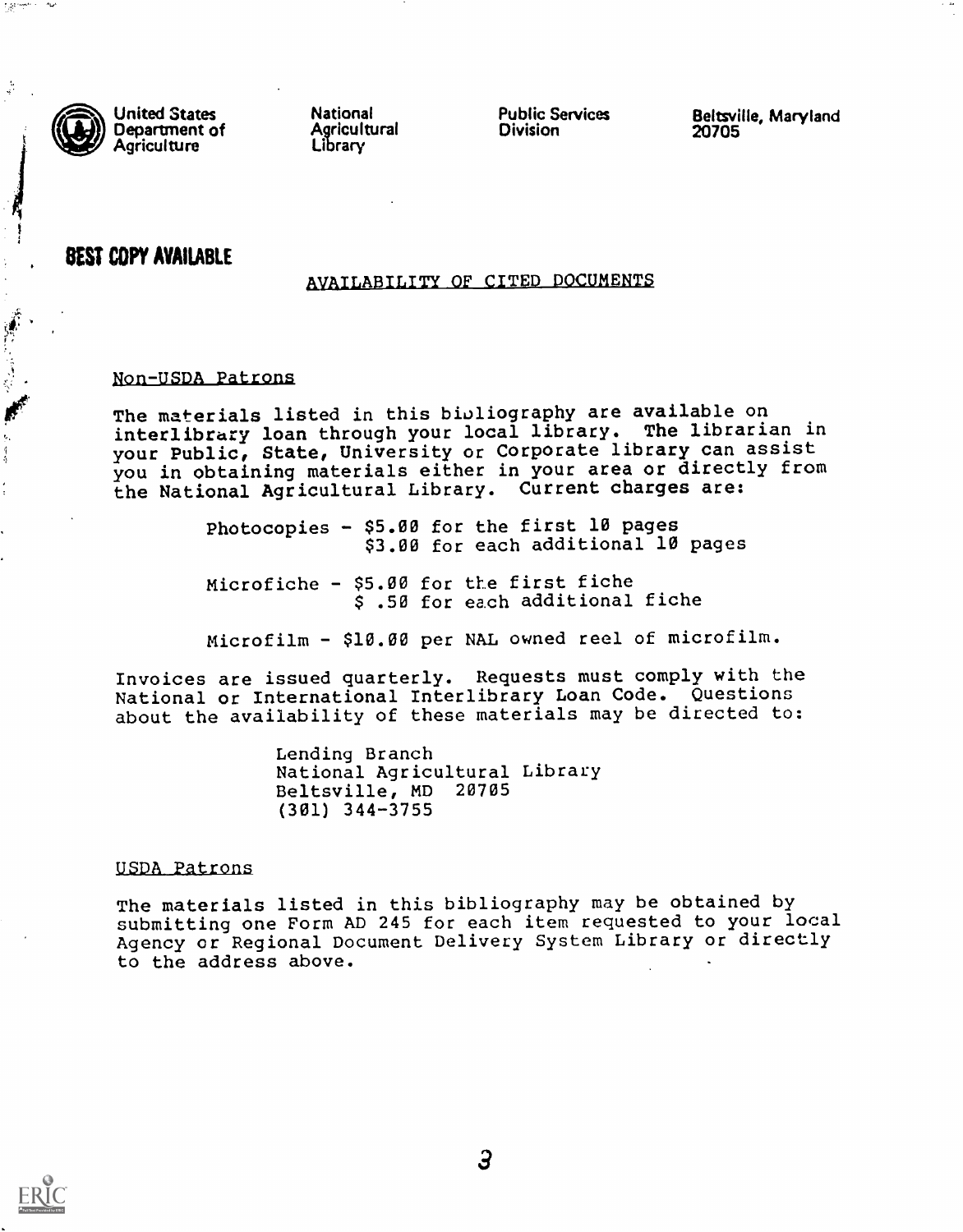United States Department of Agriculture

National Agricultural Library

Public Services Division

Beltsville, Maryland 20705

BEST COPY AVAILABLE

## AVAILABILITY OF CITED DOCUMENTS

### Non-USDA Patrons

The materials listed in this bibliography are available on interlibrary loan through your local library. The librarian in your Public, State, University or Corporate library can assist you in obtaining materials either in your area or directly from the National Agricultural Library. Current charges are:

Photocopies - $5.00 for the first 10 pages
$3.00 for each additional 10 pages

Microfiche - $5.00 for the first fiche
$ .50 for each additional fiche

Microfilm - $10.00 per NAL owned reel of microfilm.

Invoices are issued quarterly. Requests must comply with the National or International Interlibrary Loan Code. Questions about the availability of these materials may be directed to:

Lending Branch
National Agricultural Library
Beltsville, MD 20705
(301) 344-3755

### USDA Patrons

The materials listed in this bibliography may be obtained by submitting one Form AD 245 for each item requested to your local Agency or Regional Document Delivery System Library or directly to the address above.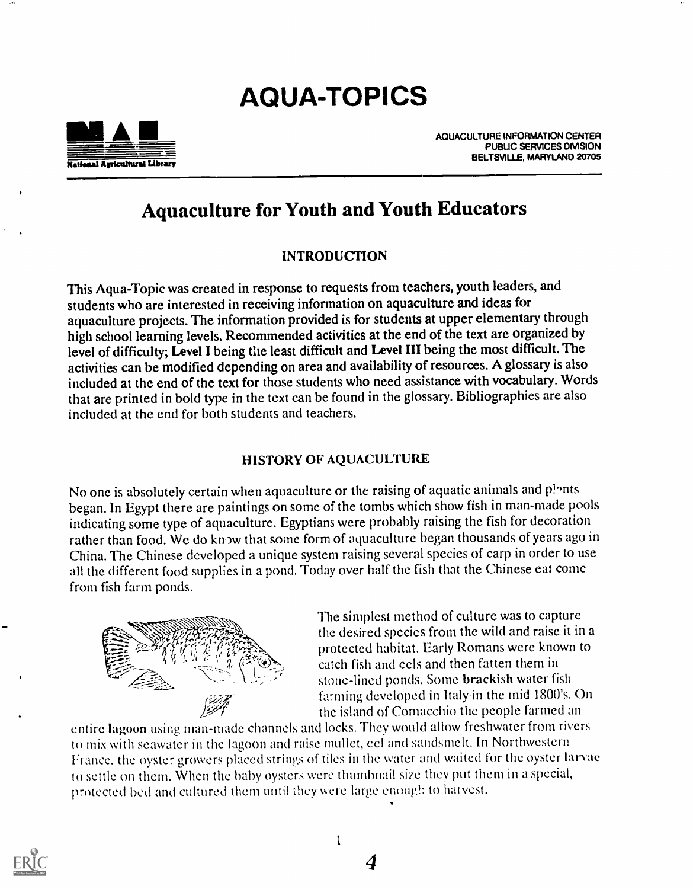# AQUA-TOPICS

AQUACULTURE INFORMATION CENTER
PUBLIC SERVICES DIVISION
BELTSVILLE, MARYLAND 20705

National Agricultural Library

## Aquaculture for Youth and Youth Educators

### INTRODUCTION

This Aqua-Topic was created in response to requests from teachers, youth leaders, and students who are interested in receiving information on aquaculture and ideas for aquaculture projects. The information provided is for students at upper elementary through high school learning levels. Recommended activities at the end of the text are organized by level of difficulty; **Level I** being the least difficult and **Level III** being the most difficult. The activities can be modified depending on area and availability of resources. A glossary is also included at the end of the text for those students who need assistance with vocabulary. Words that are printed in bold type in the text can be found in the glossary. Bibliographies are also included at the end for both students and teachers.

### HISTORY OF AQUACULTURE

No one is absolutely certain when aquaculture or the raising of aquatic animals and plants began. In Egypt there are paintings on some of the tombs which show fish in man-made pools indicating some type of aquaculture. Egyptians were probably raising the fish for decoration rather than food. We do know that some form of aquaculture began thousands of years ago in China. The Chinese developed a unique system raising several species of carp in order to use all the different food supplies in a pond. Today over half the fish that the Chinese eat come from fish farm ponds.

The simplest method of culture was to capture the desired species from the wild and raise it in a protected habitat. Early Romans were known to catch fish and eels and then fatten them in stone-lined ponds. Some **brackish** water fish farming developed in Italy in the mid 1800's. On the island of Comacchio the people farmed an entire **lagoon** using man-made channels and locks. They would allow freshwater from rivers to mix with seawater in the lagoon and raise mullet, eel and sandsmelt. In Northwestern France, the oyster growers placed strings of tiles in the water and waited for the oyster **larvae** to settle on them. When the baby oysters were thumbnail size they put them in a special, protected bed and cultured them until they were large enough to harvest.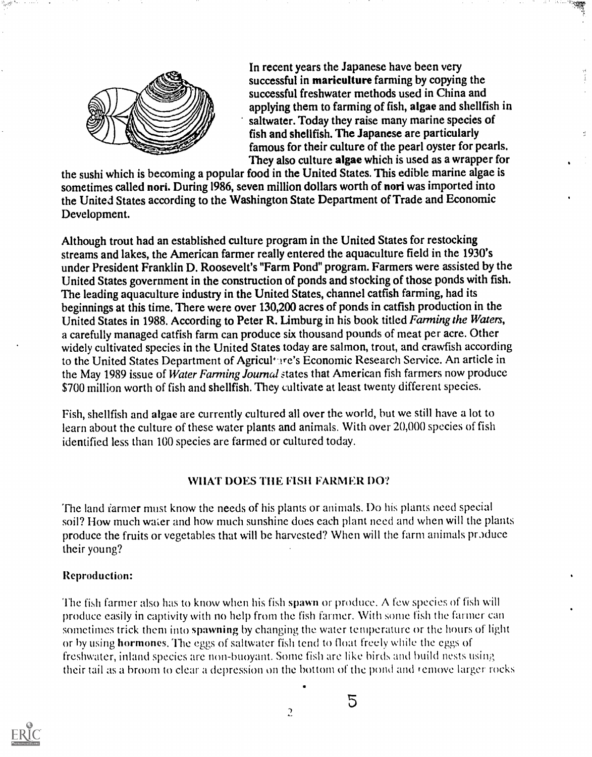In recent years the Japanese have been very successful in **mariculture** farming by copying the successful freshwater methods used in China and applying them to farming of fish, **algae** and shellfish in saltwater. Today they raise many marine species of fish and shellfish. The Japanese are particularly famous for their culture of the pearl oyster for pearls. They also culture **algae** which is used as a wrapper for the sushi which is becoming a popular food in the United States. This edible marine algae is sometimes called **nori**. During 1986, seven million dollars worth of **nori** was imported into the United States according to the Washington State Department of Trade and Economic Development.

Although trout had an established culture program in the United States for restocking streams and lakes, the American farmer really entered the aquaculture field in the 1930's under President Franklin D. Roosevelt's "Farm Pond" program. Farmers were assisted by the United States government in the construction of ponds and stocking of those ponds with fish. The leading aquaculture industry in the United States, channel catfish farming, had its beginnings at this time. There were over 130,200 acres of ponds in catfish production in the United States in 1988. According to Peter R. Limburg in his book titled *Farming the Waters*, a carefully managed catfish farm can produce six thousand pounds of meat per acre. Other widely cultivated species in the United States today are salmon, trout, and crawfish according to the United States Department of Agriculture's Economic Research Service. An article in the May 1989 issue of *Water Farming Journal* states that American fish farmers now produce $700 million worth of fish and shellfish. They cultivate at least twenty different species.

Fish, shellfish and algae are currently cultured all over the world, but we still have a lot to learn about the culture of these water plants and animals. With over 20,000 species of fish identified less than 100 species are farmed or cultured today.

## WHAT DOES THE FISH FARMER DO?

The land farmer must know the needs of his plants or animals. Do his plants need special soil? How much water and how much sunshine does each plant need and when will the plants produce the fruits or vegetables that will be harvested? When will the farm animals produce their young?

### Reproduction:

The fish farmer also has to know when his fish **spawn** or produce. A few species of fish will produce easily in captivity with no help from the fish farmer. With some fish the farmer can sometimes trick them into **spawning** by changing the water temperature or the hours of light or by using **hormones**. The eggs of saltwater fish tend to float freely while the eggs of freshwater, inland species are non-buoyant. Some fish are like birds and build nests using their tail as a broom to clear a depression on the bottom of the pond and remove larger rocks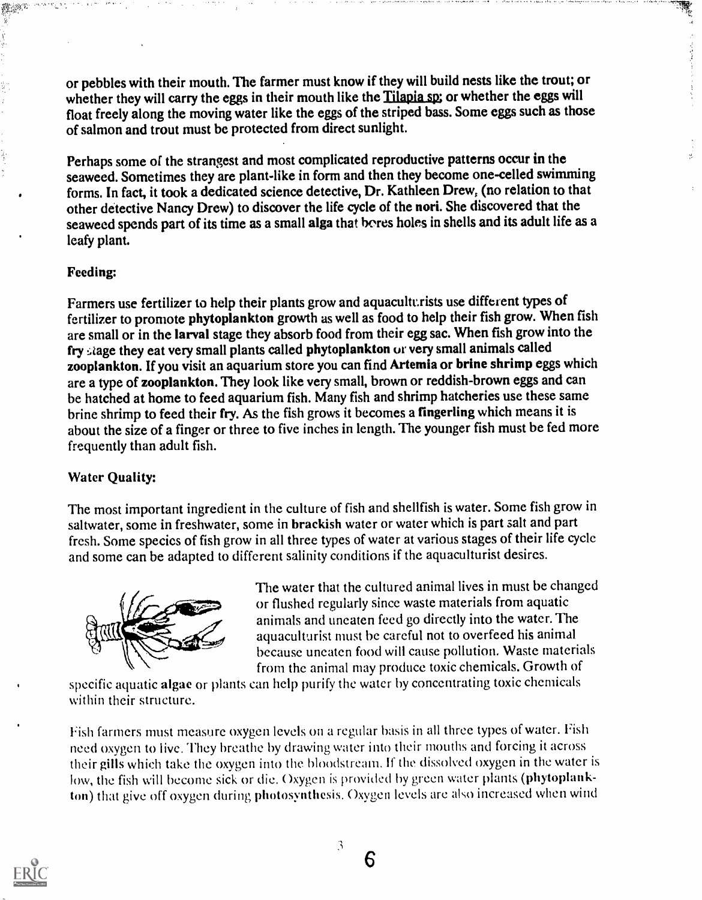or pebbles with their mouth. The farmer must know if they will build nests like the trout; or whether they will carry the eggs in their mouth like the Tilapia sp; or whether the eggs will float freely along the moving water like the eggs of the striped bass. Some eggs such as those of salmon and trout must be protected from direct sunlight.

Perhaps some of the strangest and most complicated reproductive patterns occur in the seaweed. Sometimes they are plant-like in form and then they become one-celled swimming forms. In fact, it took a dedicated science detective, Dr. Kathleen Drew, (no relation to that other detective Nancy Drew) to discover the life cycle of the **nori**. She discovered that the seaweed spends part of its time as a small **alga** that bores holes in shells and its adult life as a leafy plant.

### Feeding:

Farmers use fertilizer to help their plants grow and aquaculturists use different types of fertilizer to promote **phytoplankton** growth as well as food to help their fish grow. When fish are small or in the **larval** stage they absorb food from their egg sac. When fish grow into the **fry** stage they eat very small plants called **phytoplankton** or very small animals called **zooplankton.** If you visit an aquarium store you can find **Artemia** or **brine shrimp** eggs which are a type of **zooplankton.** They look like very small, brown or reddish-brown eggs and can be hatched at home to feed aquarium fish. Many fish and shrimp hatcheries use these same brine shrimp to feed their **fry.** As the fish grows it becomes a **fingerling** which means it is about the size of a finger or three to five inches in length. The younger fish must be fed more frequently than adult fish.

### Water Quality:

The most important ingredient in the culture of fish and shellfish is water. Some fish grow in saltwater, some in freshwater, some in **brackish** water or water which is part salt and part fresh. Some species of fish grow in all three types of water at various stages of their life cycle and some can be adapted to different salinity conditions if the aquaculturist desires.

The water that the cultured animal lives in must be changed or flushed regularly since waste materials from aquatic animals and uneaten feed go directly into the water. The aquaculturist must be careful not to overfeed his animal because uneaten food will cause pollution. Waste materials from the animal may produce toxic chemicals. Growth of specific aquatic **algae** or plants can help purify the water by concentrating toxic chemicals within their structure.

Fish farmers must measure oxygen levels on a regular basis in all three types of water. Fish need oxygen to live. They breathe by drawing water into their mouths and forcing it across their **gills** which take the oxygen into the bloodstream. If the dissolved oxygen in the water is low, the fish will become sick or die. Oxygen is provided by green water plants (**phytoplankton**) that give off oxygen during **photosynthesis.** Oxygen levels are also increased when wind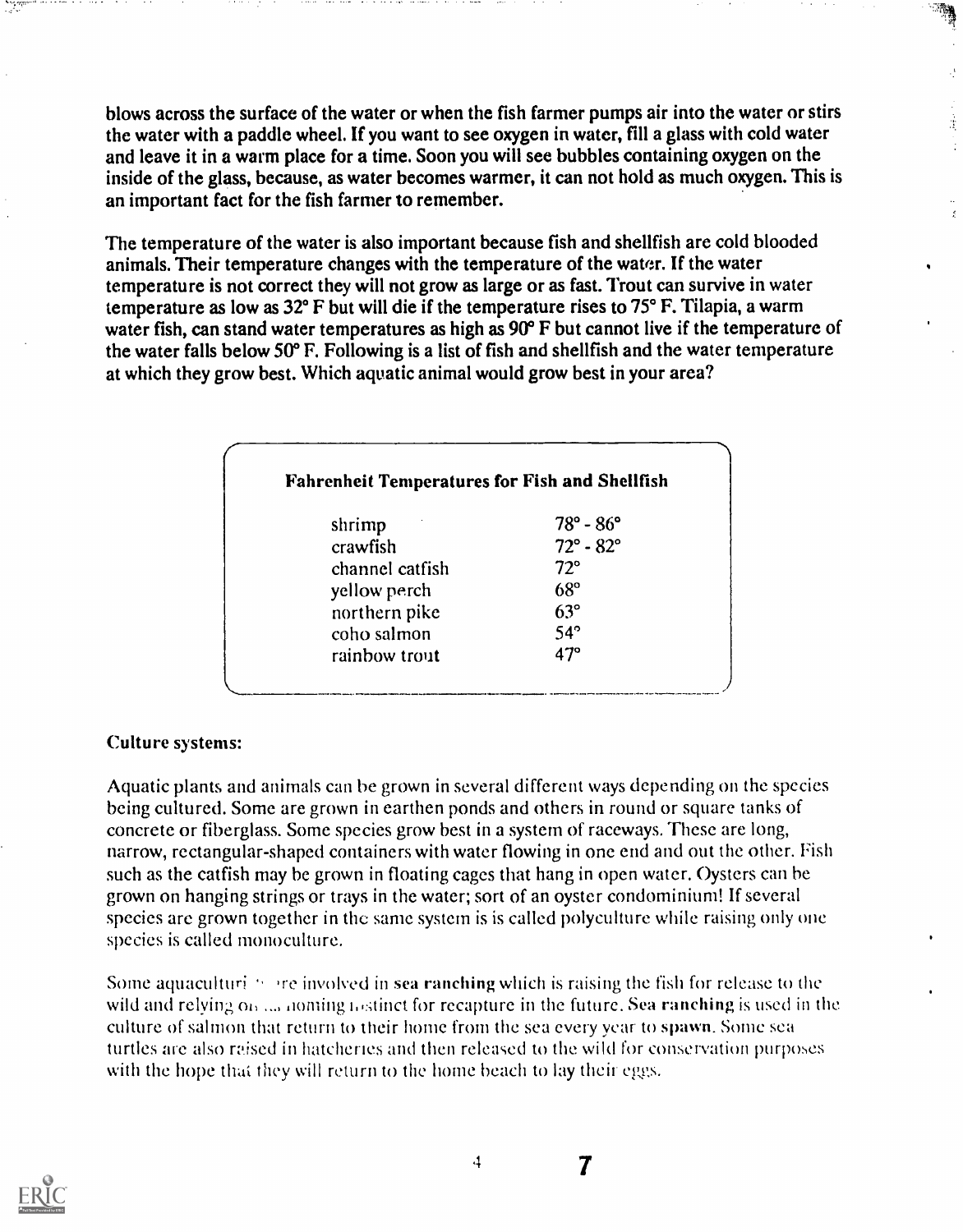blows across the surface of the water or when the fish farmer pumps air into the water or stirs the water with a paddle wheel. If you want to see oxygen in water, fill a glass with cold water and leave it in a warm place for a time. Soon you will see bubbles containing oxygen on the inside of the glass, because, as water becomes warmer, it can not hold as much oxygen. This is an important fact for the fish farmer to remember.

The temperature of the water is also important because fish and shellfish are cold blooded animals. Their temperature changes with the temperature of the water. If the water temperature is not correct they will not grow as large or as fast. Trout can survive in water temperature as low as 32° F but will die if the temperature rises to 75° F. Tilapia, a warm water fish, can stand water temperatures as high as 90° F but cannot live if the temperature of the water falls below 50° F. Following is a list of fish and shellfish and the water temperature at which they grow best. Which aquatic animal would grow best in your area?

**Fahrenheit Temperatures for Fish and Shellfish**

| | |
|---|---|
| shrimp | 78° - 86° |
| crawfish | 72° - 82° |
| channel catfish | 72° |
| yellow perch | 68° |
| northern pike | 63° |
| coho salmon | 54° |
| rainbow trout | 47° |

### Culture systems:

Aquatic plants and animals can be grown in several different ways depending on the species being cultured. Some are grown in earthen ponds and others in round or square tanks of concrete or fiberglass. Some species grow best in a system of raceways. These are long, narrow, rectangular-shaped containers with water flowing in one end and out the other. Fish such as the catfish may be grown in floating cages that hang in open water. Oysters can be grown on hanging strings or trays in the water; sort of an oyster condominium! If several species are grown together in the same system is is called polyculture while raising only one species is called monoculture.

Some aquaculturists are involved in **sea ranching** which is raising the fish for release to the wild and relying on the homing instinct for recapture in the future. **Sea ranching** is used in the culture of salmon that return to their home from the sea every year to **spawn**. Some sea turtles are also raised in hatcheries and then released to the wild for conservation purposes with the hope that they will return to the home beach to lay their eggs.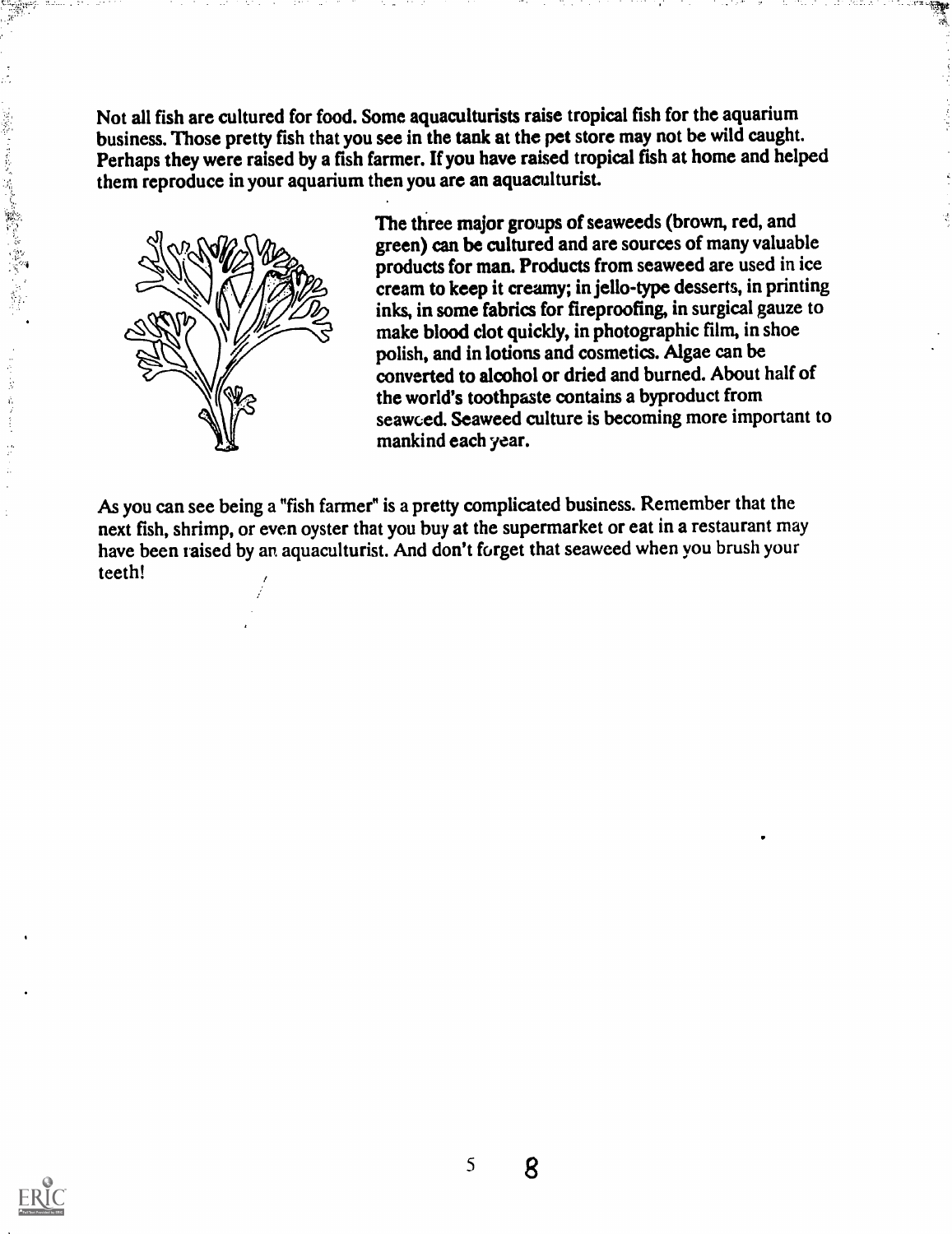Not all fish are cultured for food. Some aquaculturists raise tropical fish for the aquarium business. Those pretty fish that you see in the tank at the pet store may not be wild caught. Perhaps they were raised by a fish farmer. If you have raised tropical fish at home and helped them reproduce in your aquarium then you are an aquaculturist.

The three major groups of seaweeds (brown, red, and green) can be cultured and are sources of many valuable products for man. Products from seaweed are used in ice cream to keep it creamy; in jello-type desserts, in printing inks, in some fabrics for fireproofing, in surgical gauze to make blood clot quickly, in photographic film, in shoe polish, and in lotions and cosmetics. Algae can be converted to alcohol or dried and burned. About half of the world's toothpaste contains a byproduct from seaweed. Seaweed culture is becoming more important to mankind each year.

As you can see being a "fish farmer" is a pretty complicated business. Remember that the next fish, shrimp, or even oyster that you buy at the supermarket or eat in a restaurant may have been raised by an aquaculturist. And don't forget that seaweed when you brush your teeth!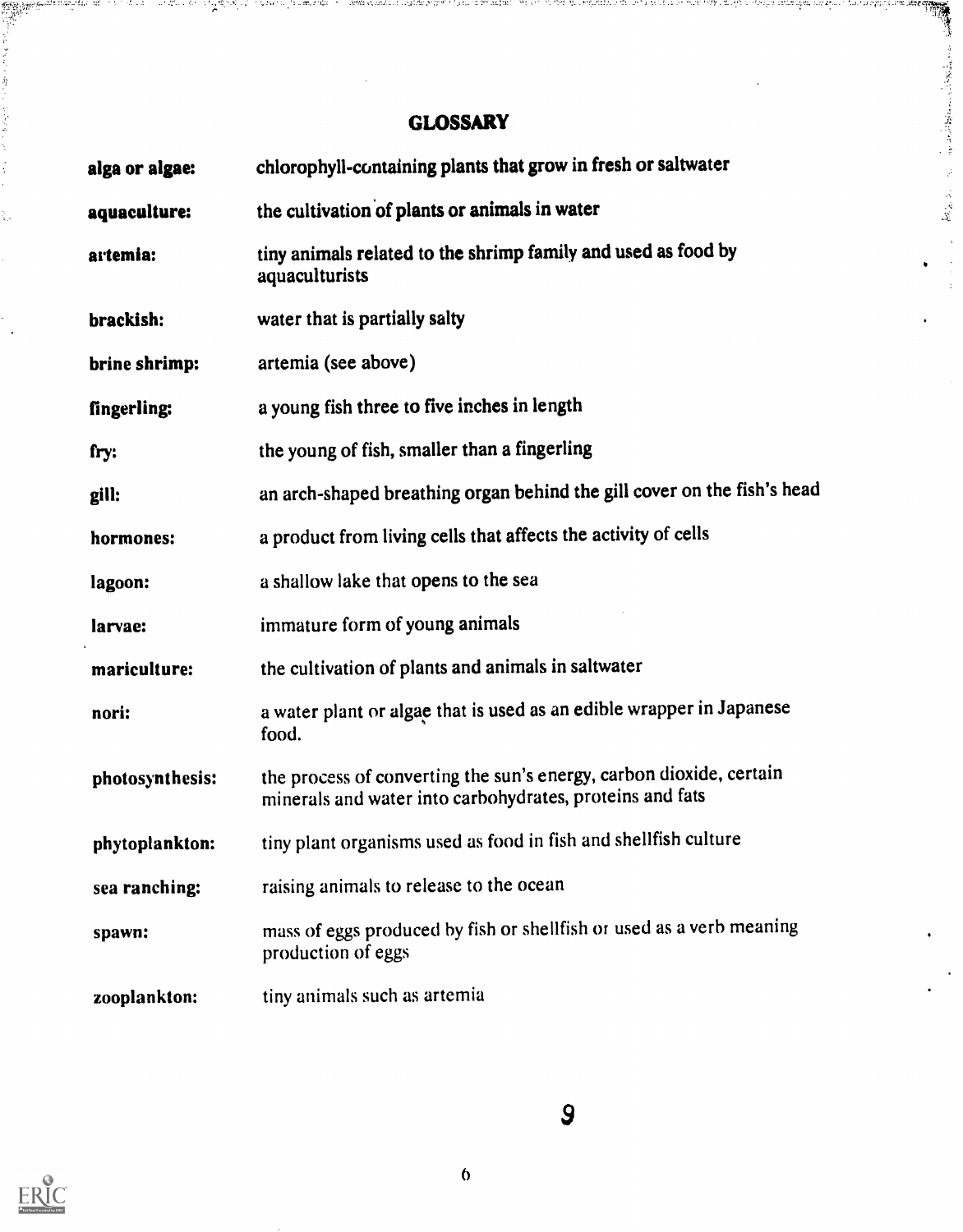# GLOSSARY

**alga or algae:** chlorophyll-containing plants that grow in fresh or saltwater

**aquaculture:** the cultivation of plants or animals in water

**artemia:** tiny animals related to the shrimp family and used as food by aquaculturists

**brackish:** water that is partially salty

**brine shrimp:** artemia (see above)

**fingerling:** a young fish three to five inches in length

**fry:** the young of fish, smaller than a fingerling

**gill:** an arch-shaped breathing organ behind the gill cover on the fish's head

**hormones:** a product from living cells that affects the activity of cells

**lagoon:** a shallow lake that opens to the sea

**larvae:** immature form of young animals

**mariculture:** the cultivation of plants and animals in saltwater

**nori:** a water plant or algae that is used as an edible wrapper in Japanese food.

**photosynthesis:** the process of converting the sun's energy, carbon dioxide, certain minerals and water into carbohydrates, proteins and fats

**phytoplankton:** tiny plant organisms used as food in fish and shellfish culture

**sea ranching:** raising animals to release to the ocean

**spawn:** mass of eggs produced by fish or shellfish or used as a verb meaning production of eggs

**zooplankton:** tiny animals such as artemia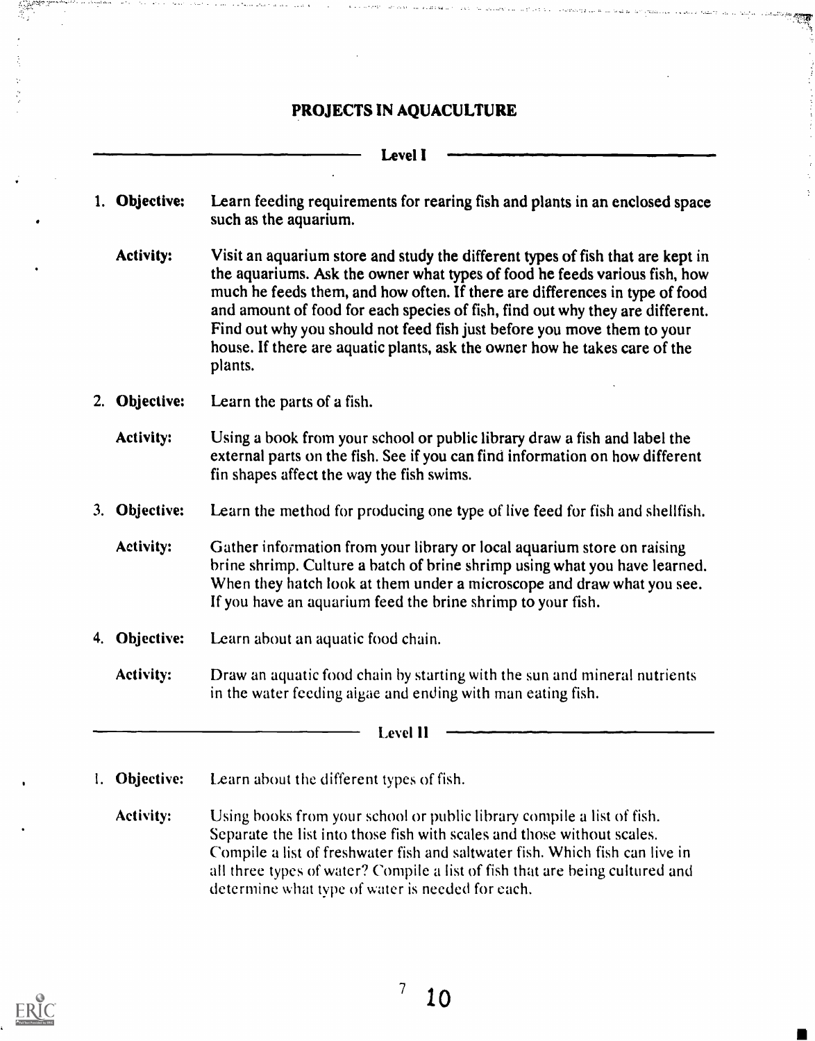# PROJECTS IN AQUACULTURE

## Level I

1. **Objective:** Learn feeding requirements for rearing fish and plants in an enclosed space such as the aquarium.

   **Activity:** Visit an aquarium store and study the different types of fish that are kept in the aquariums. Ask the owner what types of food he feeds various fish, how much he feeds them, and how often. If there are differences in type of food and amount of food for each species of fish, find out why they are different. Find out why you should not feed fish just before you move them to your house. If there are aquatic plants, ask the owner how he takes care of the plants.

2. **Objective:** Learn the parts of a fish.

   **Activity:** Using a book from your school or public library draw a fish and label the external parts on the fish. See if you can find information on how different fin shapes affect the way the fish swims.

3. **Objective:** Learn the method for producing one type of live feed for fish and shellfish.

   **Activity:** Gather information from your library or local aquarium store on raising brine shrimp. Culture a batch of brine shrimp using what you have learned. When they hatch look at them under a microscope and draw what you see. If you have an aquarium feed the brine shrimp to your fish.

4. **Objective:** Learn about an aquatic food chain.

   **Activity:** Draw an aquatic food chain by starting with the sun and mineral nutrients in the water feeding algae and ending with man eating fish.

## Level II

1. **Objective:** Learn about the different types of fish.

   **Activity:** Using books from your school or public library compile a list of fish. Separate the list into those fish with scales and those without scales. Compile a list of freshwater fish and saltwater fish. Which fish can live in all three types of water? Compile a list of fish that are being cultured and determine what type of water is needed for each.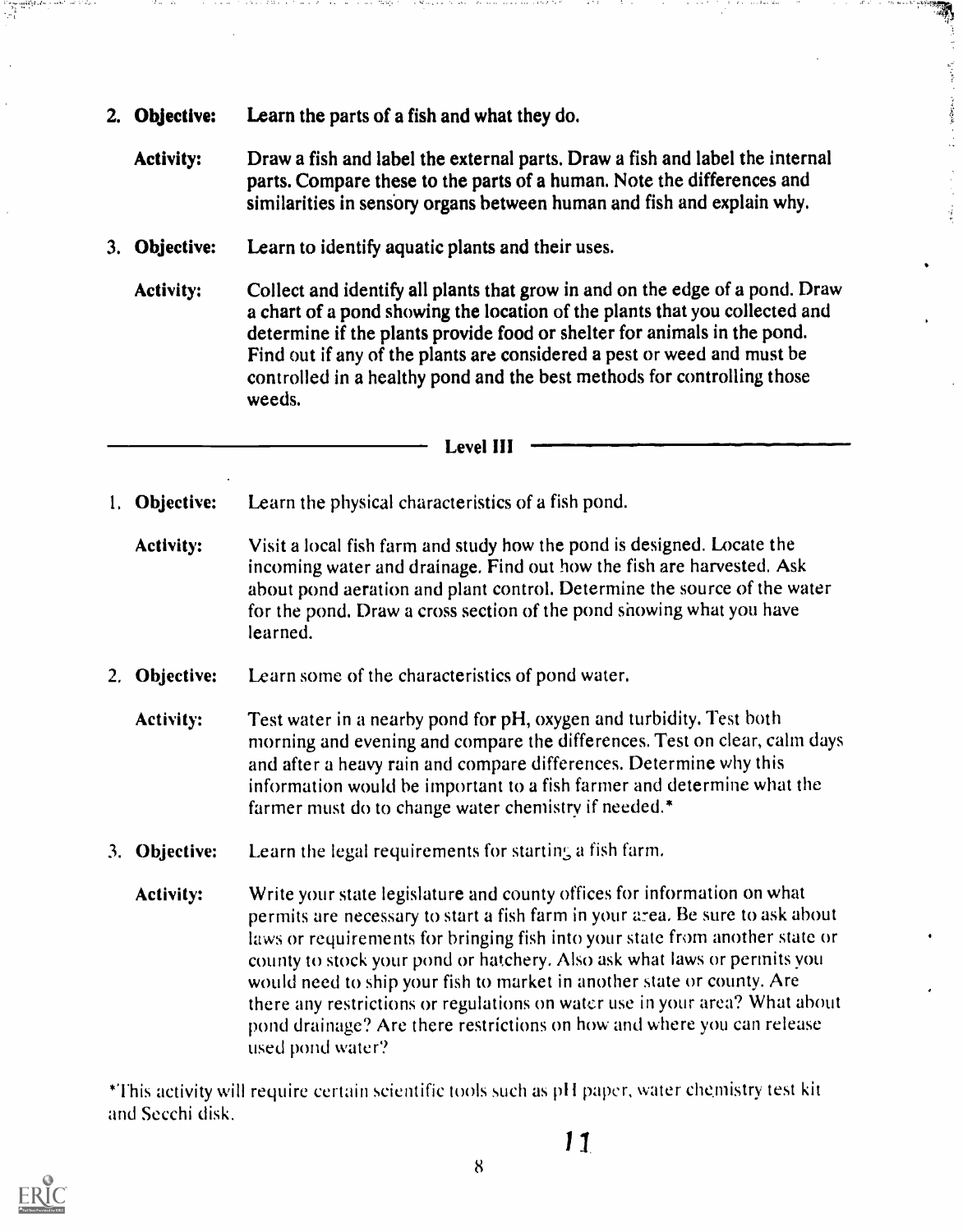2. **Objective:** Learn the parts of a fish and what they do.

   **Activity:** Draw a fish and label the external parts. Draw a fish and label the internal parts. Compare these to the parts of a human. Note the differences and similarities in sensory organs between human and fish and explain why.

3. **Objective:** Learn to identify aquatic plants and their uses.

   **Activity:** Collect and identify all plants that grow in and on the edge of a pond. Draw a chart of a pond showing the location of the plants that you collected and determine if the plants provide food or shelter for animals in the pond. Find out if any of the plants are considered a pest or weed and must be controlled in a healthy pond and the best methods for controlling those weeds.

## Level III

1. **Objective:** Learn the physical characteristics of a fish pond.

   **Activity:** Visit a local fish farm and study how the pond is designed. Locate the incoming water and drainage. Find out how the fish are harvested. Ask about pond aeration and plant control. Determine the source of the water for the pond. Draw a cross section of the pond showing what you have learned.

2. **Objective:** Learn some of the characteristics of pond water.

   **Activity:** Test water in a nearby pond for pH, oxygen and turbidity. Test both morning and evening and compare the differences. Test on clear, calm days and after a heavy rain and compare differences. Determine why this information would be important to a fish farmer and determine what the farmer must do to change water chemistry if needed.*

3. **Objective:** Learn the legal requirements for starting a fish farm.

   **Activity:** Write your state legislature and county offices for information on what permits are necessary to start a fish farm in your area. Be sure to ask about laws or requirements for bringing fish into your state from another state or county to stock your pond or hatchery. Also ask what laws or permits you would need to ship your fish to market in another state or county. Are there any restrictions or regulations on water use in your area? What about pond drainage? Are there restrictions on how and where you can release used pond water?

*This activity will require certain scientific tools such as pH paper, water chemistry test kit and Secchi disk.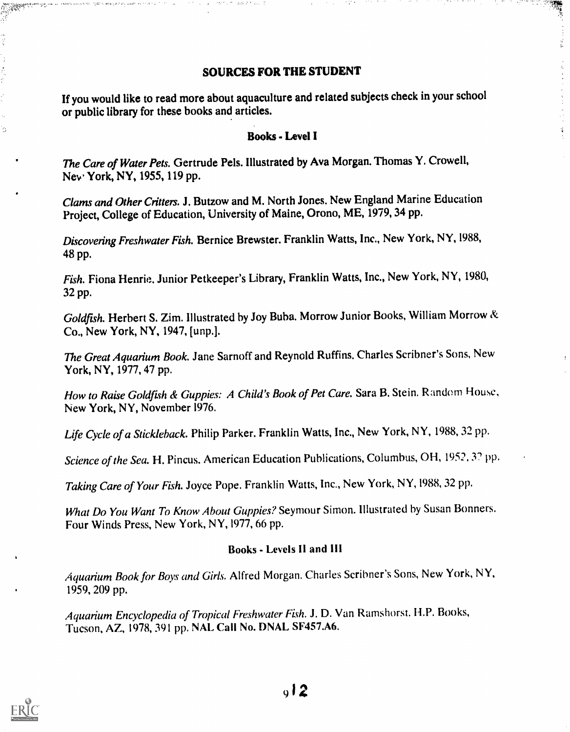## SOURCES FOR THE STUDENT

If you would like to read more about aquaculture and related subjects check in your school or public library for these books and articles.

### Books - Level I

*The Care of Water Pets.* Gertrude Pels. Illustrated by Ava Morgan. Thomas Y. Crowell, New York, NY, 1955, 119 pp.

*Clams and Other Critters.* J. Butzow and M. North Jones. New England Marine Education Project, College of Education, University of Maine, Orono, ME, 1979, 34 pp.

*Discovering Freshwater Fish.* Bernice Brewster. Franklin Watts, Inc., New York, NY, 1988, 48 pp.

*Fish.* Fiona Henrie. Junior Petkeeper's Library, Franklin Watts, Inc., New York, NY, 1980, 32 pp.

*Goldfish.* Herbert S. Zim. Illustrated by Joy Buba. Morrow Junior Books, William Morrow & Co., New York, NY, 1947, [unp.].

*The Great Aquarium Book.* Jane Sarnoff and Reynold Ruffins. Charles Scribner's Sons, New York, NY, 1977, 47 pp.

*How to Raise Goldfish & Guppies: A Child's Book of Pet Care.* Sara B. Stein. Random House, New York, NY, November 1976.

*Life Cycle of a Stickleback.* Philip Parker. Franklin Watts, Inc., New York, NY, 1988, 32 pp.

*Science of the Sea.* H. Pincus. American Education Publications, Columbus, OH, 1952, 32 pp.

*Taking Care of Your Fish.* Joyce Pope. Franklin Watts, Inc., New York, NY, 1988, 32 pp.

*What Do You Want To Know About Guppies?* Seymour Simon. Illustrated by Susan Bonners. Four Winds Press, New York, NY, 1977, 66 pp.

### Books - Levels II and III

*Aquarium Book for Boys and Girls.* Alfred Morgan. Charles Scribner's Sons, New York, NY, 1959, 209 pp.

*Aquarium Encyclopedia of Tropical Freshwater Fish.* J. D. Van Ramshorst. H.P. Books, Tucson, AZ, 1978, 391 pp. NAL Call No. DNAL SF457.A6.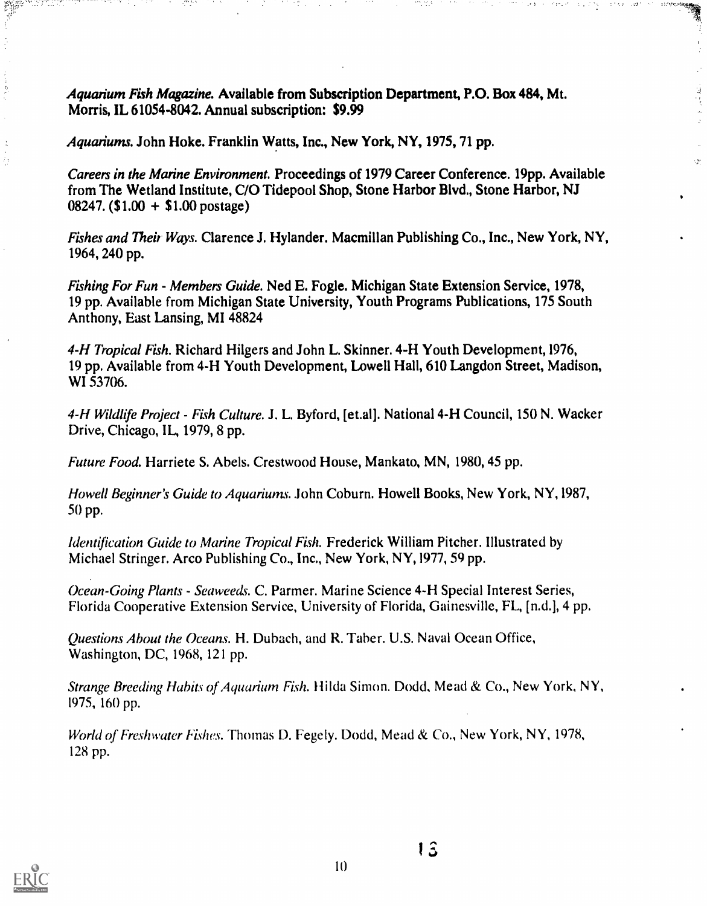*Aquarium Fish Magazine.* Available from Subscription Department, P.O. Box 484, Mt. Morris, IL 61054-8042. Annual subscription: $9.99

*Aquariums.* John Hoke. Franklin Watts, Inc., New York, NY, 1975, 71 pp.

*Careers in the Marine Environment.* Proceedings of 1979 Career Conference. 19pp. Available from The Wetland Institute, C/O Tidepool Shop, Stone Harbor Blvd., Stone Harbor, NJ 08247. ($1.00 + $1.00 postage)

*Fishes and Their Ways.* Clarence J. Hylander. Macmillan Publishing Co., Inc., New York, NY, 1964, 240 pp.

*Fishing For Fun - Members Guide.* Ned E. Fogle. Michigan State Extension Service, 1978, 19 pp. Available from Michigan State University, Youth Programs Publications, 175 South Anthony, East Lansing, MI 48824

*4-H Tropical Fish.* Richard Hilgers and John L. Skinner. 4-H Youth Development, 1976, 19 pp. Available from 4-H Youth Development, Lowell Hall, 610 Langdon Street, Madison, WI 53706.

*4-H Wildlife Project - Fish Culture.* J. L. Byford, [et.al]. National 4-H Council, 150 N. Wacker Drive, Chicago, IL, 1979, 8 pp.

*Future Food.* Harriete S. Abels. Crestwood House, Mankato, MN, 1980, 45 pp.

*Howell Beginner's Guide to Aquariums.* John Coburn. Howell Books, New York, NY, 1987, 50 pp.

*Identification Guide to Marine Tropical Fish.* Frederick William Pitcher. Illustrated by Michael Stringer. Arco Publishing Co., Inc., New York, NY, 1977, 59 pp.

*Ocean-Going Plants - Seaweeds.* C. Parmer. Marine Science 4-H Special Interest Series, Florida Cooperative Extension Service, University of Florida, Gainesville, FL, [n.d.], 4 pp.

*Questions About the Oceans.* H. Dubach, and R. Taber. U.S. Naval Ocean Office, Washington, DC, 1968, 121 pp.

*Strange Breeding Habits of Aquarium Fish.* Hilda Simon. Dodd, Mead & Co., New York, NY, 1975, 160 pp.

*World of Freshwater Fishes.* Thomas D. Fegely. Dodd, Mead & Co., New York, NY, 1978, 128 pp.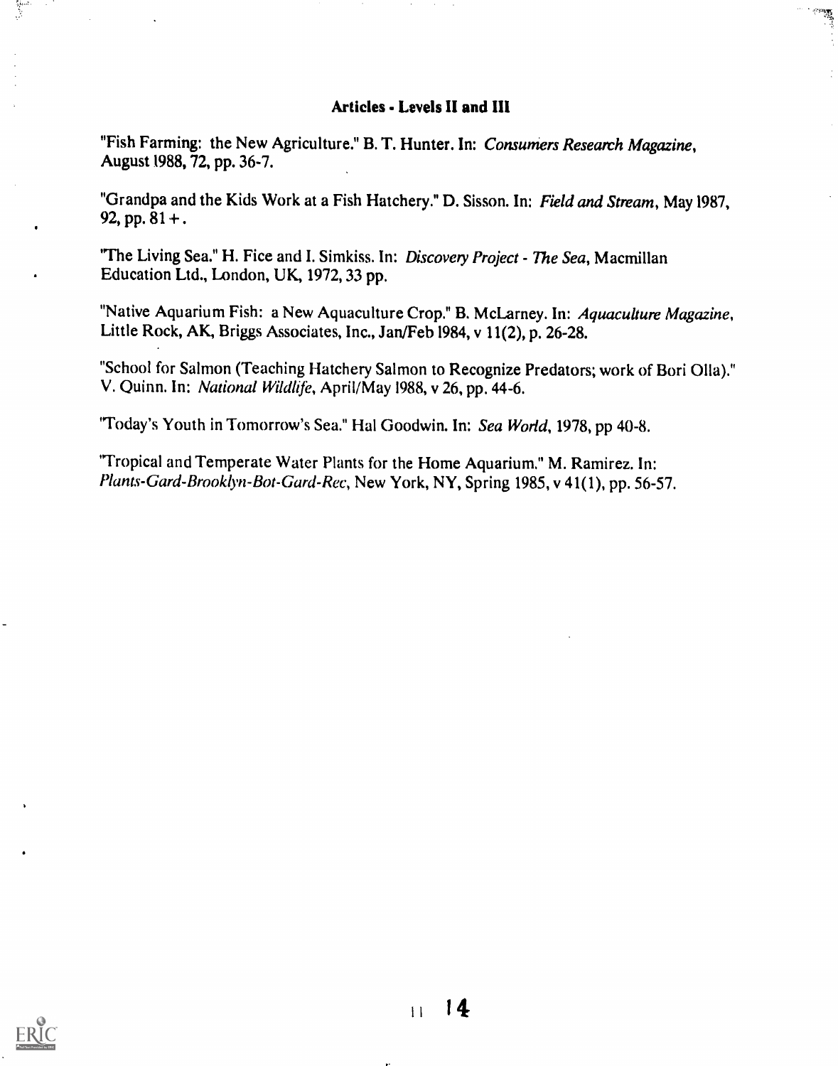### Articles - Levels II and III

"Fish Farming: the New Agriculture." B. T. Hunter. In: *Consumers Research Magazine*, August 1988, 72, pp. 36-7.

"Grandpa and the Kids Work at a Fish Hatchery." D. Sisson. In: *Field and Stream*, May 1987, 92, pp. 81 + .

"The Living Sea." H. Fice and I. Simkiss. In: *Discovery Project - The Sea*, Macmillan Education Ltd., London, UK, 1972, 33 pp.

"Native Aquarium Fish: a New Aquaculture Crop." B. McLarney. In: *Aquaculture Magazine*, Little Rock, AK, Briggs Associates, Inc., Jan/Feb 1984, v 11(2), p. 26-28.

"School for Salmon (Teaching Hatchery Salmon to Recognize Predators; work of Bori Olla)." V. Quinn. In: *National Wildlife*, April/May 1988, v 26, pp. 44-6.

"Today's Youth in Tomorrow's Sea." Hal Goodwin. In: *Sea World*, 1978, pp 40-8.

"Tropical and Temperate Water Plants for the Home Aquarium." M. Ramirez. In: *Plants-Gard-Brooklyn-Bot-Gard-Rec*, New York, NY, Spring 1985, v 41(1), pp. 56-57.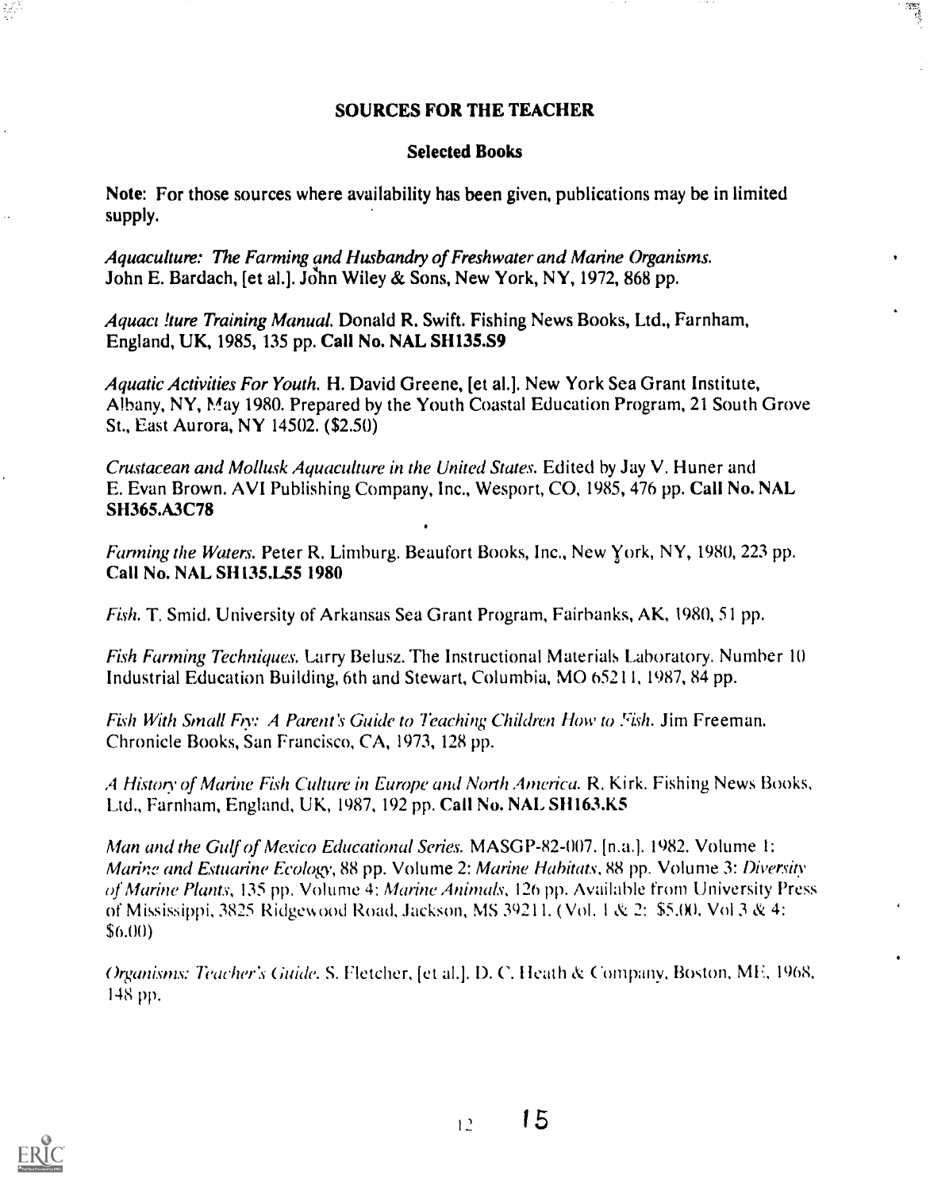## SOURCES FOR THE TEACHER

### Selected Books

**Note:** For those sources where availability has been given, publications may be in limited supply.

*Aquaculture: The Farming and Husbandry of Freshwater and Marine Organisms.* John E. Bardach, [et al.]. John Wiley & Sons, New York, NY, 1972, 868 pp.

*Aquaculture Training Manual.* Donald R. Swift. Fishing News Books, Ltd., Farnham, England, UK, 1985, 135 pp. **Call No. NAL SH135.S9**

*Aquatic Activities For Youth.* H. David Greene, [et al.]. New York Sea Grant Institute, Albany, NY, May 1980. Prepared by the Youth Coastal Education Program, 21 South Grove St., East Aurora, NY 14502. ($2.50)

*Crustacean and Mollusk Aquaculture in the United States.* Edited by Jay V. Huner and E. Evan Brown. AVI Publishing Company, Inc., Wesport, CO, 1985, 476 pp. **Call No. NAL SH365.A3C78**

*Farming the Waters.* Peter R. Limburg. Beaufort Books, Inc., New York, NY, 1980, 223 pp. **Call No. NAL SH135.L55 1980**

*Fish.* T. Smid. University of Arkansas Sea Grant Program, Fairbanks, AK, 1980, 51 pp.

*Fish Farming Techniques.* Larry Belusz. The Instructional Materials Laboratory. Number 10 Industrial Education Building, 6th and Stewart, Columbia, MO 65211, 1987, 84 pp.

*Fish With Small Fry: A Parent's Guide to Teaching Children How to Fish.* Jim Freeman. Chronicle Books, San Francisco, CA, 1973, 128 pp.

*A History of Marine Fish Culture in Europe and North America.* R. Kirk. Fishing News Books, Ltd., Farnham, England, UK, 1987, 192 pp. **Call No. NAL SH163.K5**

*Man and the Gulf of Mexico Educational Series.* MASGP-82-007. [n.a.]. 1982. Volume 1: *Marine and Estuarine Ecology*, 88 pp. Volume 2: *Marine Habitats*, 88 pp. Volume 3: *Diversity of Marine Plants*, 135 pp. Volume 4: *Marine Animals*, 126 pp. Available from University Press of Mississippi, 3825 Ridgewood Road, Jackson, MS 39211. (Vol. 1 & 2: $5.00, Vol 3 & 4: $6.00)

*Organisms: Teacher's Guide.* S. Fletcher, [et al.]. D. C. Heath & Company, Boston, ME, 1968, 148 pp.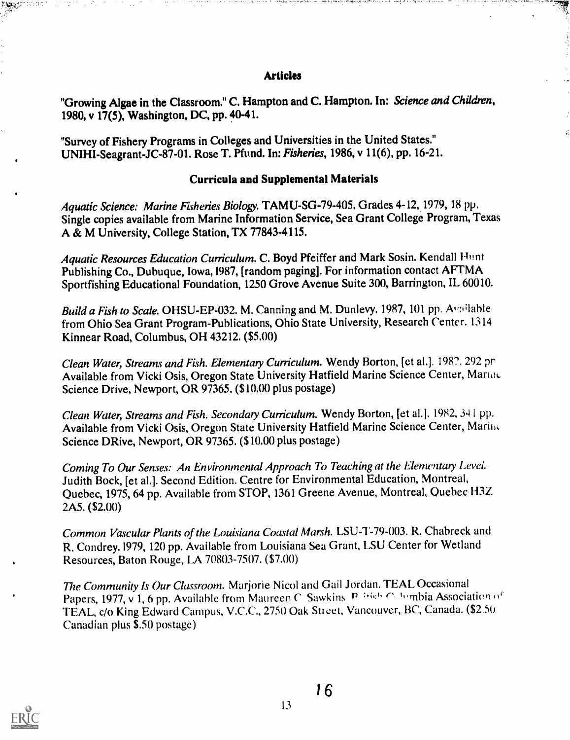## Articles

"Growing Algae in the Classroom." C. Hampton and C. Hampton. In: *Science and Children*, 1980, v 17(5), Washington, DC, pp. 40-41.

"Survey of Fishery Programs in Colleges and Universities in the United States." UNIHI-Seagrant-JC-87-01. Rose T. Pfund. In: *Fisheries*, 1986, v 11(6), pp. 16-21.

## Curricula and Supplemental Materials

*Aquatic Science: Marine Fisheries Biology.* TAMU-SG-79-405. Grades 4-12, 1979, 18 pp. Single copies available from Marine Information Service, Sea Grant College Program, Texas A & M University, College Station, TX 77843-4115.

*Aquatic Resources Education Curriculum.* C. Boyd Pfeiffer and Mark Sosin. Kendall Hunt Publishing Co., Dubuque, Iowa, 1987, [random paging]. For information contact AFTMA Sportfishing Educational Foundation, 1250 Grove Avenue Suite 300, Barrington, IL 60010.

*Build a Fish to Scale.* OHSU-EP-032. M. Canning and M. Dunlevy. 1987, 101 pp. Available from Ohio Sea Grant Program-Publications, Ohio State University, Research Center. 1314 Kinnear Road, Columbus, OH 43212. ($5.00)

*Clean Water, Streams and Fish. Elementary Curriculum.* Wendy Borton, [et al.]. 1982, 292 pp. Available from Vicki Osis, Oregon State University Hatfield Marine Science Center, Marine Science Drive, Newport, OR 97365. ($10.00 plus postage)

*Clean Water, Streams and Fish. Secondary Curriculum.* Wendy Borton, [et al.]. 1982, 341 pp. Available from Vicki Osis, Oregon State University Hatfield Marine Science Center, Marine Science DRive, Newport, OR 97365. ($10.00 plus postage)

*Coming To Our Senses: An Environmental Approach To Teaching at the Elementary Level.* Judith Bock, [et al.]. Second Edition. Centre for Environmental Education, Montreal, Quebec, 1975, 64 pp. Available from STOP, 1361 Greene Avenue, Montreal, Quebec H3Z 2A5. ($2.00)

*Common Vascular Plants of the Louisiana Coastal Marsh.* LSU-T-79-003. R. Chabreck and R. Condrey. 1979, 120 pp. Available from Louisiana Sea Grant, LSU Center for Wetland Resources, Baton Rouge, LA 70803-7507. ($7.00)

*The Community Is Our Classroom.* Marjorie Nicol and Gail Jordan. TEAL Occasional Papers, 1977, v 1, 6 pp. Available from Maureen C. Sawkins, British Columbia Association of TEAL, c/o King Edward Campus, V.C.C., 2750 Oak Street, Vancouver, BC, Canada. ($2.50 Canadian plus $.50 postage)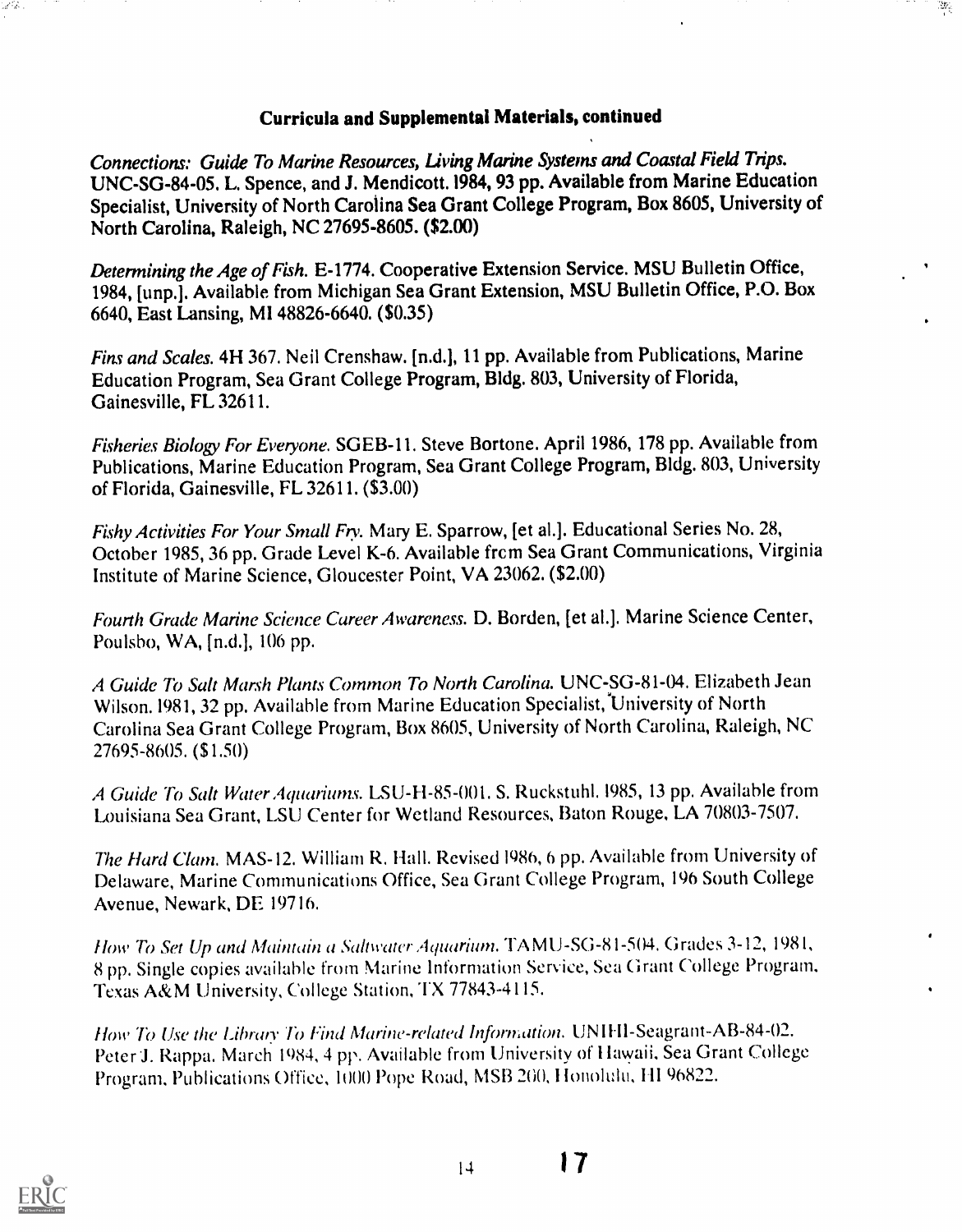**Curricula and Supplemental Materials, continued**

*Connections: Guide To Marine Resources, Living Marine Systems and Coastal Field Trips.* UNC-SG-84-05. L. Spence, and J. Mendicott. 1984, 93 pp. Available from Marine Education Specialist, University of North Carolina Sea Grant College Program, Box 8605, University of North Carolina, Raleigh, NC 27695-8605. ($2.00)

*Determining the Age of Fish.* E-1774. Cooperative Extension Service. MSU Bulletin Office, 1984, [unp.]. Available from Michigan Sea Grant Extension, MSU Bulletin Office, P.O. Box 6640, East Lansing, MI 48826-6640. ($0.35)

*Fins and Scales.* 4H 367. Neil Crenshaw. [n.d.], 11 pp. Available from Publications, Marine Education Program, Sea Grant College Program, Bldg. 803, University of Florida, Gainesville, FL 32611.

*Fisheries Biology For Everyone.* SGEB-11. Steve Bortone. April 1986, 178 pp. Available from Publications, Marine Education Program, Sea Grant College Program, Bldg. 803, University of Florida, Gainesville, FL 32611. ($3.00)

*Fishy Activities For Your Small Fry.* Mary E. Sparrow, [et al.]. Educational Series No. 28, October 1985, 36 pp. Grade Level K-6. Available frcm Sea Grant Communications, Virginia Institute of Marine Science, Gloucester Point, VA 23062. ($2.00)

*Fourth Grade Marine Science Career Awareness.* D. Borden, [et al.]. Marine Science Center, Poulsbo, WA, [n.d.], 106 pp.

*A Guide To Salt Marsh Plants Common To North Carolina.* UNC-SG-81-04. Elizabeth Jean Wilson. 1981, 32 pp. Available from Marine Education Specialist, University of North Carolina Sea Grant College Program, Box 8605, University of North Carolina, Raleigh, NC 27695-8605. ($1.50)

*A Guide To Salt Water Aquariums.* LSU-H-85-001. S. Ruckstuhl. 1985, 13 pp. Available from Louisiana Sea Grant, LSU Center for Wetland Resources, Baton Rouge, LA 70803-7507.

*The Hard Clam.* MAS-12. William R. Hall. Revised 1986, 6 pp. Available from University of Delaware, Marine Communications Office, Sea Grant College Program, 196 South College Avenue, Newark, DE 19716.

*How To Set Up and Maintain a Saltwater Aquarium.* TAMU-SG-81-504. Grades 3-12, 1981, 8 pp. Single copies available from Marine Information Service, Sea Grant College Program, Texas A&M University, College Station, TX 77843-4115.

*How To Use the Library To Find Marine-related Information.* UNIHI-Seagrant-AB-84-02. Peter J. Rappa. March 1984, 4 pp. Available from University of Hawaii, Sea Grant College Program, Publications Office, 1000 Pope Road, MSB 200, Honolulu, HI 96822.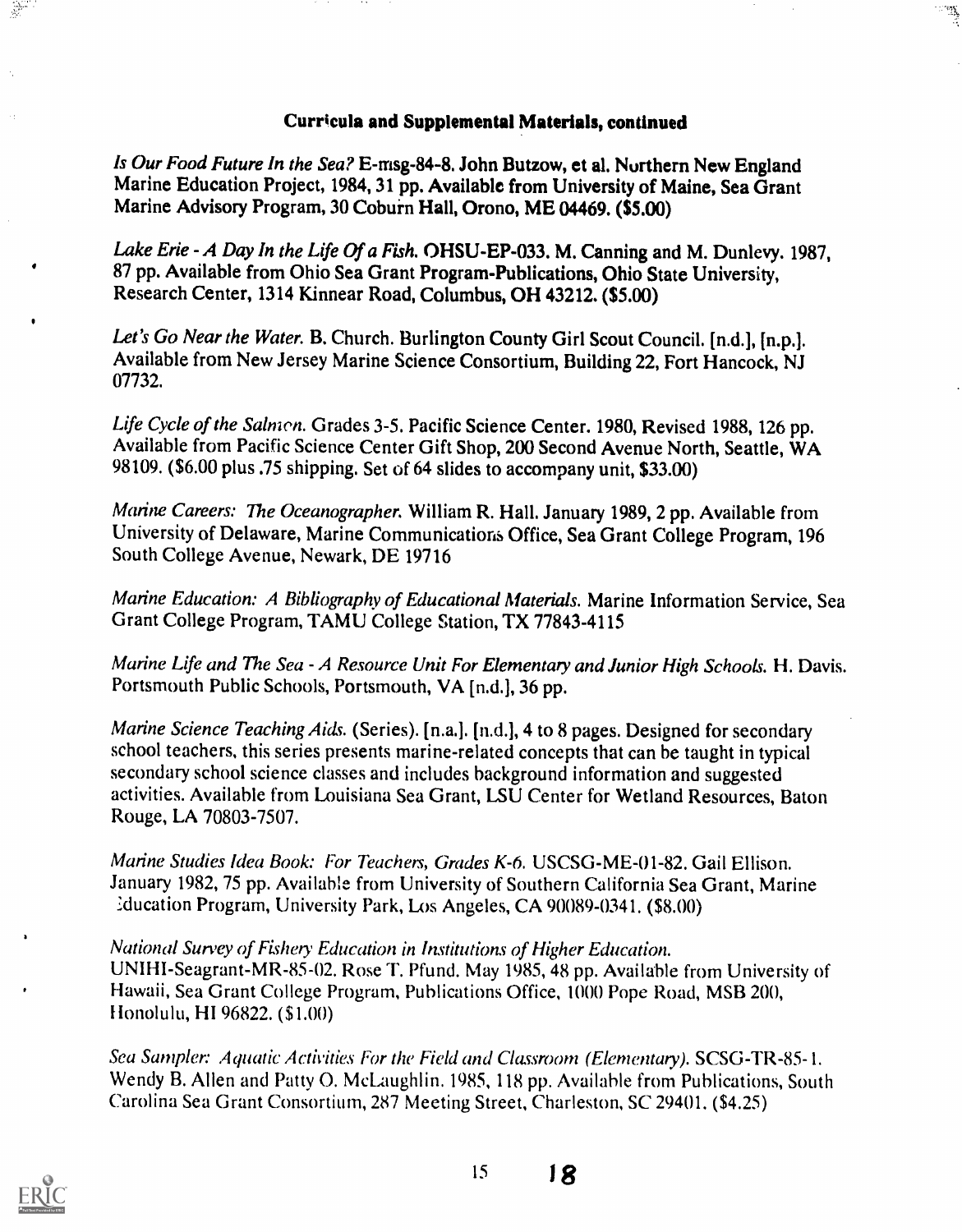**Curricula and Supplemental Materials, continued**

*Is Our Food Future In the Sea?* E-msg-84-8. John Butzow, et al. Northern New England Marine Education Project, 1984, 31 pp. Available from University of Maine, Sea Grant Marine Advisory Program, 30 Coburn Hall, Orono, ME 04469. ($5.00)

*Lake Erie - A Day In the Life Of a Fish.* OHSU-EP-033. M. Canning and M. Dunlevy. 1987, 87 pp. Available from Ohio Sea Grant Program-Publications, Ohio State University, Research Center, 1314 Kinnear Road, Columbus, OH 43212. ($5.00)

*Let's Go Near the Water.* B. Church. Burlington County Girl Scout Council. [n.d.], [n.p.]. Available from New Jersey Marine Science Consortium, Building 22, Fort Hancock, NJ 07732.

*Life Cycle of the Salmon.* Grades 3-5. Pacific Science Center. 1980, Revised 1988, 126 pp. Available from Pacific Science Center Gift Shop, 200 Second Avenue North, Seattle, WA 98109. ($6.00 plus .75 shipping. Set of 64 slides to accompany unit, $33.00)

*Marine Careers: The Oceanographer.* William R. Hall. January 1989, 2 pp. Available from University of Delaware, Marine Communications Office, Sea Grant College Program, 196 South College Avenue, Newark, DE 19716

*Marine Education: A Bibliography of Educational Materials.* Marine Information Service, Sea Grant College Program, TAMU College Station, TX 77843-4115

*Marine Life and The Sea - A Resource Unit For Elementary and Junior High Schools.* H. Davis. Portsmouth Public Schools, Portsmouth, VA [n.d.], 36 pp.

*Marine Science Teaching Aids.* (Series). [n.a.]. [n.d.], 4 to 8 pages. Designed for secondary school teachers, this series presents marine-related concepts that can be taught in typical secondary school science classes and includes background information and suggested activities. Available from Louisiana Sea Grant, LSU Center for Wetland Resources, Baton Rouge, LA 70803-7507.

*Marine Studies Idea Book: For Teachers, Grades K-6.* USCSG-ME-01-82. Gail Ellison. January 1982, 75 pp. Available from University of Southern California Sea Grant, Marine Education Program, University Park, Los Angeles, CA 90089-0341. ($8.00)

*National Survey of Fishery Education in Institutions of Higher Education.* UNIHI-Seagrant-MR-85-02. Rose T. Pfund. May 1985, 48 pp. Available from University of Hawaii, Sea Grant College Program, Publications Office, 1000 Pope Road, MSB 200, Honolulu, HI 96822. ($1.00)

*Sea Sampler: Aquatic Activities For the Field and Classroom (Elementary).* SCSG-TR-85-1. Wendy B. Allen and Patty O. McLaughlin. 1985, 118 pp. Available from Publications, South Carolina Sea Grant Consortium, 287 Meeting Street, Charleston, SC 29401. ($4.25)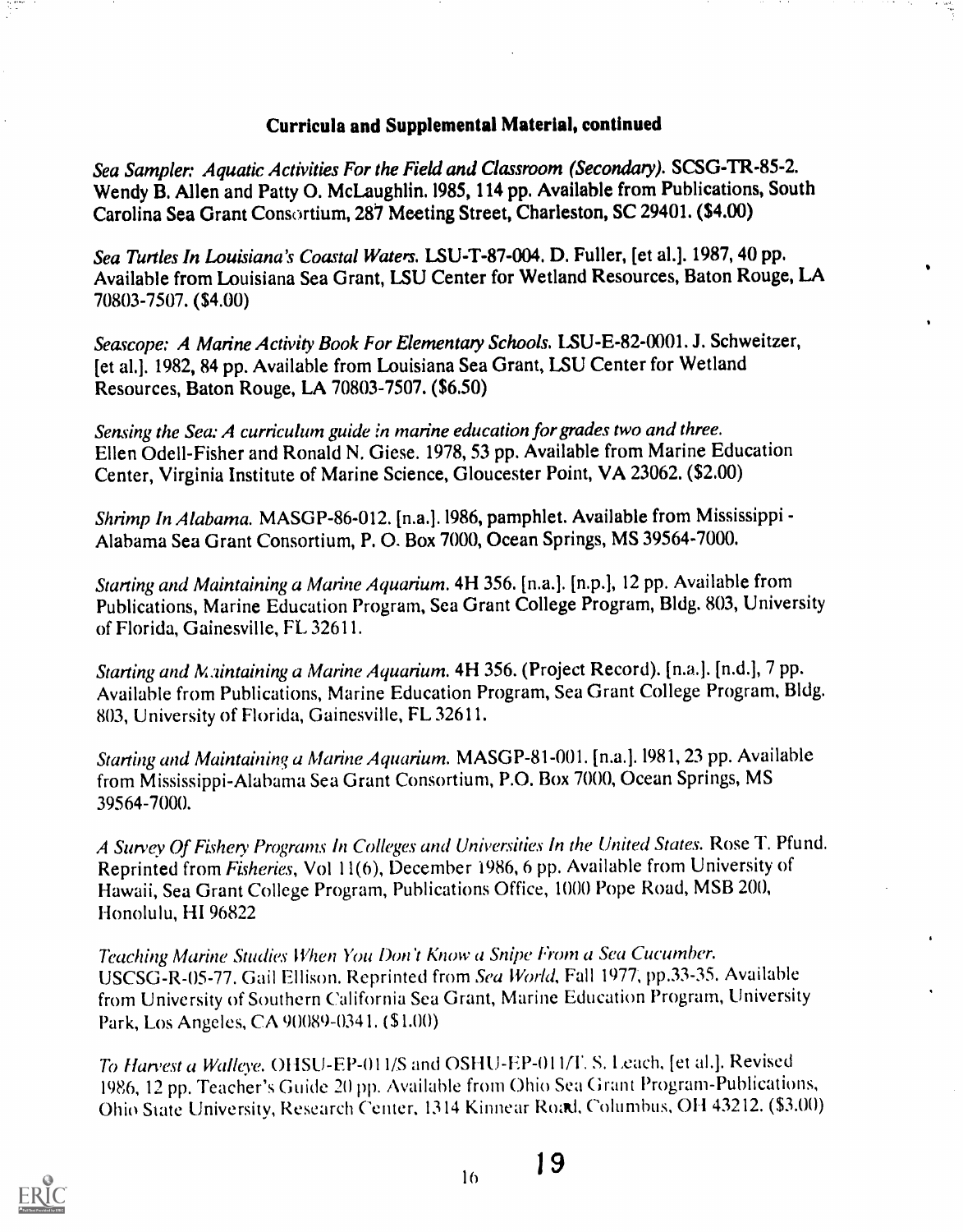**Curricula and Supplemental Material, continued**

*Sea Sampler: Aquatic Activities For the Field and Classroom (Secondary).* SCSG-TR-85-2. Wendy B. Allen and Patty O. McLaughlin. 1985, 114 pp. Available from Publications, South Carolina Sea Grant Consortium, 287 Meeting Street, Charleston, SC 29401. ($4.00)

*Sea Turtles In Louisiana's Coastal Waters.* LSU-T-87-004. D. Fuller, [et al.]. 1987, 40 pp. Available from Louisiana Sea Grant, LSU Center for Wetland Resources, Baton Rouge, LA 70803-7507. ($4.00)

*Seascope: A Marine Activity Book For Elementary Schools.* LSU-E-82-0001. J. Schweitzer, [et al.]. 1982, 84 pp. Available from Louisiana Sea Grant, LSU Center for Wetland Resources, Baton Rouge, LA 70803-7507. ($6.50)

*Sensing the Sea: A curriculum guide in marine education for grades two and three.* Ellen Odell-Fisher and Ronald N. Giese. 1978, 53 pp. Available from Marine Education Center, Virginia Institute of Marine Science, Gloucester Point, VA 23062. ($2.00)

*Shrimp In Alabama.* MASGP-86-012. [n.a.]. 1986, pamphlet. Available from Mississippi - Alabama Sea Grant Consortium, P. O. Box 7000, Ocean Springs, MS 39564-7000.

*Starting and Maintaining a Marine Aquarium.* 4H 356. [n.a.]. [n.p.], 12 pp. Available from Publications, Marine Education Program, Sea Grant College Program, Bldg. 803, University of Florida, Gainesville, FL 32611.

*Starting and Maintaining a Marine Aquarium.* 4H 356. (Project Record). [n.a.]. [n.d.], 7 pp. Available from Publications, Marine Education Program, Sea Grant College Program, Bldg. 803, University of Florida, Gainesville, FL 32611.

*Starting and Maintaining a Marine Aquarium.* MASGP-81-001. [n.a.]. 1981, 23 pp. Available from Mississippi-Alabama Sea Grant Consortium, P.O. Box 7000, Ocean Springs, MS 39564-7000.

*A Survey Of Fishery Programs In Colleges and Universities In the United States.* Rose T. Pfund. Reprinted from *Fisheries*, Vol 11(6), December 1986, 6 pp. Available from University of Hawaii, Sea Grant College Program, Publications Office, 1000 Pope Road, MSB 200, Honolulu, HI 96822

*Teaching Marine Studies When You Don't Know a Snipe From a Sea Cucumber.* USCSG-R-05-77. Gail Ellison. Reprinted from *Sea World*, Fall 1977, pp.33-35. Available from University of Southern California Sea Grant, Marine Education Program, University Park, Los Angeles, CA 90089-0341. ($1.00)

*To Harvest a Walleye.* OHSU-EP-011/S and OSHU-EP-011/T. S. Leach, [et al.]. Revised 1986, 12 pp. Teacher's Guide 20 pp. Available from Ohio Sea Grant Program-Publications, Ohio State University, Research Center, 1314 Kinnear Road, Columbus, OH 43212. ($3.00)